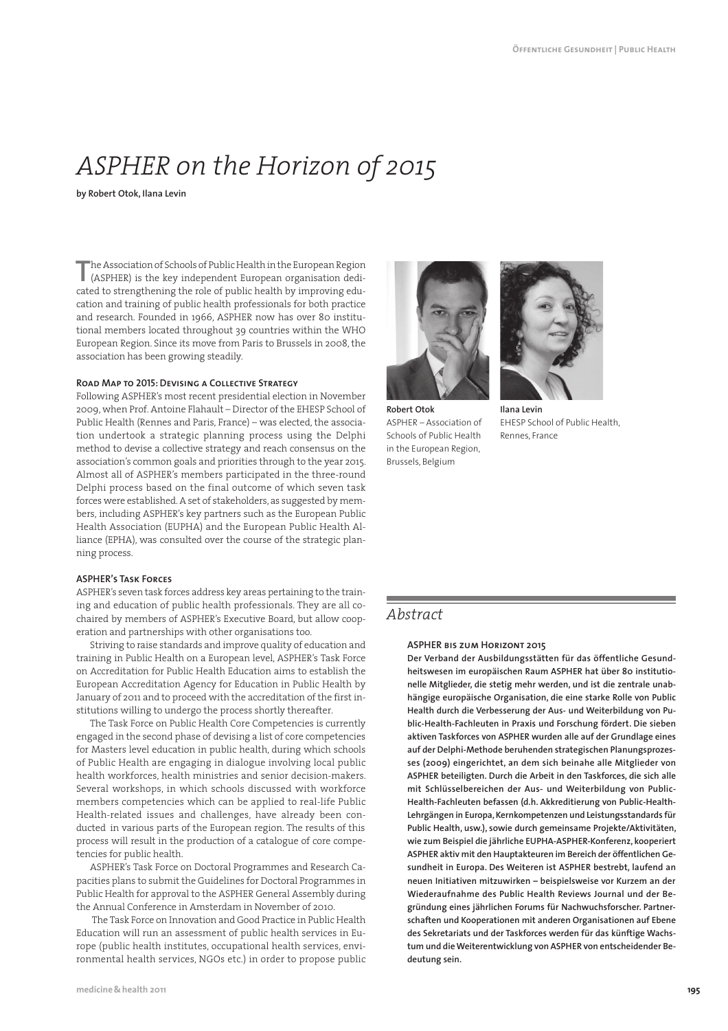# ASPHER on the Horizon of 2015

**by Robert Otok, Ilana Levin**

The Association of Schools of Public Health in the European Region (ASPHER) is the key independent European organisation dedicated to strengthening the role of public health by improving education and training of public health professionals for both practice and research. Founded in 1966, ASPHER now has over 80 institutional members located throughout 39 countries within the WHO European Region. Since its move from Paris to Brussels in 2008, the association has been growing steadily.

**Robert Otok**
ASPHER – Association of Schools of Public Health in the European Region, Brussels, Belgium

**Ilana Levin**
EHESP School of Public Health, Rennes, France

### Road Map to 2015: Devising a Collective Strategy

Following ASPHER's most recent presidential election in November 2009, when Prof. Antoine Flahault – Director of the EHESP School of Public Health (Rennes and Paris, France) – was elected, the association undertook a strategic planning process using the Delphi method to devise a collective strategy and reach consensus on the association's common goals and priorities through to the year 2015. Almost all of ASPHER's members participated in the three-round Delphi process based on the final outcome of which seven task forces were established. A set of stakeholders, as suggested by members, including ASPHER's key partners such as the European Public Health Association (EUPHA) and the European Public Health Alliance (EPHA), was consulted over the course of the strategic planning process.

### ASPHER's Task Forces

ASPHER's seven task forces address key areas pertaining to the training and education of public health professionals. They are all cochaired by members of ASPHER's Executive Board, but allow cooperation and partnerships with other organisations too.

Striving to raise standards and improve quality of education and training in Public Health on a European level, ASPHER's Task Force on Accreditation for Public Health Education aims to establish the European Accreditation Agency for Education in Public Health by January of 2011 and to proceed with the accreditation of the first institutions willing to undergo the process shortly thereafter.

The Task Force on Public Health Core Competencies is currently engaged in the second phase of devising a list of core competencies for Masters level education in public health, during which schools of Public Health are engaging in dialogue involving local public health workforces, health ministries and senior decision-makers. Several workshops, in which schools discussed with workforce members competencies which can be applied to real-life Public Health-related issues and challenges, have already been conducted in various parts of the European region. The results of this process will result in the production of a catalogue of core competencies for public health.

ASPHER's Task Force on Doctoral Programmes and Research Capacities plans to submit the Guidelines for Doctoral Programmes in Public Health for approval to the ASPHER General Assembly during the Annual Conference in Amsterdam in November of 2010.

The Task Force on Innovation and Good Practice in Public Health Education will run an assessment of public health services in Europe (public health institutes, occupational health services, environmental health services, NGOs etc.) in order to propose public

## Abstract

**ASPHER bis zum Horizont 2015**

**Der Verband der Ausbildungsstätten für das öffentliche Gesundheitswesen im europäischen Raum ASPHER hat über 80 institutionelle Mitglieder, die stetig mehr werden, und ist die zentrale unabhängige europäische Organisation, die eine starke Rolle von Public Health durch die Verbesserung der Aus- und Weiterbildung von Public-Health-Fachleuten in Praxis und Forschung fördert. Die sieben aktiven Taskforces von ASPHER wurden alle auf der Grundlage eines auf der Delphi-Methode beruhenden strategischen Planungsprozesses (2009) eingerichtet, an dem sich beinahe alle Mitglieder von ASPHER beteiligten. Durch die Arbeit in den Taskforces, die sich alle mit Schlüsselbereichen der Aus- und Weiterbildung von Public-Health-Fachleuten befassen (d.h. Akkreditierung von Public-Health-Lehrgängen in Europa, Kernkompetenzen und Leistungsstandards für Public Health, usw.), sowie durch gemeinsame Projekte/Aktivitäten, wie zum Beispiel die jährliche EUPHA-ASPHER-Konferenz, kooperiert ASPHER aktiv mit den Hauptakteuren im Bereich der öffentlichen Gesundheit in Europa. Des Weiteren ist ASPHER bestrebt, laufend an neuen Initiativen mitzuwirken – beispielsweise vor Kurzem an der Wiederaufnahme des Public Health Reviews Journal und der Begründung eines jährlichen Forums für Nachwuchsforscher. Partnerschaften und Kooperationen mit anderen Organisationen auf Ebene des Sekretariats und der Taskforces werden für das künftige Wachstum und die Weiterentwicklung von ASPHER von entscheidender Bedeutung sein.**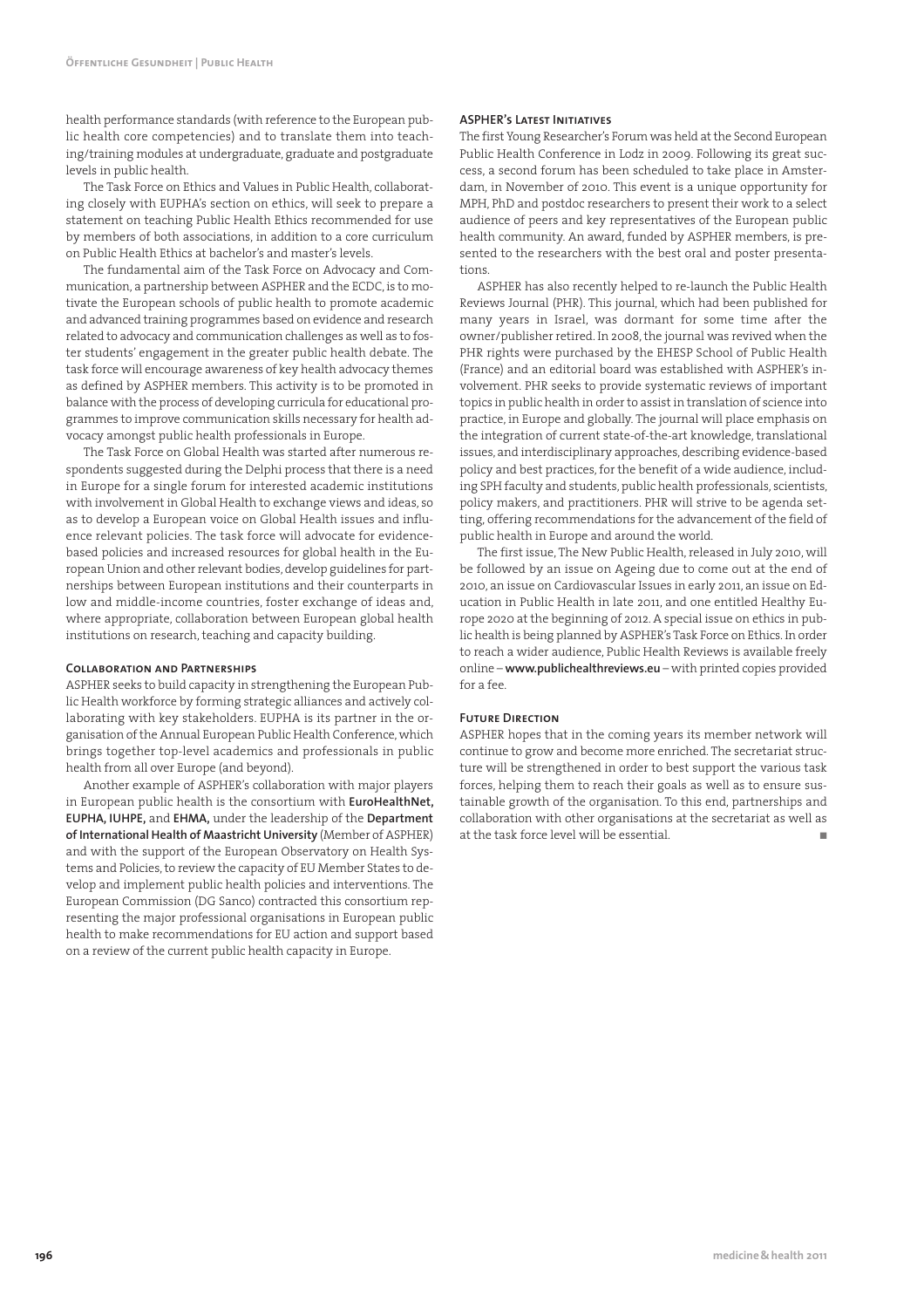health performance standards (with reference to the European public health core competencies) and to translate them into teaching/training modules at undergraduate, graduate and postgraduate levels in public health.

The Task Force on Ethics and Values in Public Health, collaborating closely with EUPHA's section on ethics, will seek to prepare a statement on teaching Public Health Ethics recommended for use by members of both associations, in addition to a core curriculum on Public Health Ethics at bachelor's and master's levels.

The fundamental aim of the Task Force on Advocacy and Communication, a partnership between ASPHER and the ECDC, is to motivate the European schools of public health to promote academic and advanced training programmes based on evidence and research related to advocacy and communication challenges as well as to foster students' engagement in the greater public health debate. The task force will encourage awareness of key health advocacy themes as defined by ASPHER members. This activity is to be promoted in balance with the process of developing curricula for educational programmes to improve communication skills necessary for health advocacy amongst public health professionals in Europe.

The Task Force on Global Health was started after numerous respondents suggested during the Delphi process that there is a need in Europe for a single forum for interested academic institutions with involvement in Global Health to exchange views and ideas, so as to develop a European voice on Global Health issues and influence relevant policies. The task force will advocate for evidence-based policies and increased resources for global health in the European Union and other relevant bodies, develop guidelines for partnerships between European institutions and their counterparts in low and middle-income countries, foster exchange of ideas and, where appropriate, collaboration between European global health institutions on research, teaching and capacity building.

### Collaboration and Partnerships

ASPHER seeks to build capacity in strengthening the European Public Health workforce by forming strategic alliances and actively collaborating with key stakeholders. EUPHA is its partner in the organisation of the Annual European Public Health Conference, which brings together top-level academics and professionals in public health from all over Europe (and beyond).

Another example of ASPHER's collaboration with major players in European public health is the consortium with **EuroHealthNet, EUPHA, IUHPE,** and **EHMA,** under the leadership of the **Department of International Health of Maastricht University** (Member of ASPHER) and with the support of the European Observatory on Health Systems and Policies, to review the capacity of EU Member States to develop and implement public health policies and interventions. The European Commission (DG Sanco) contracted this consortium representing the major professional organisations in European public health to make recommendations for EU action and support based on a review of the current public health capacity in Europe.

### ASPHER's Latest Initiatives

The first Young Researcher's Forum was held at the Second European Public Health Conference in Lodz in 2009. Following its great success, a second forum has been scheduled to take place in Amsterdam, in November of 2010. This event is a unique opportunity for MPH, PhD and postdoc researchers to present their work to a select audience of peers and key representatives of the European public health community. An award, funded by ASPHER members, is presented to the researchers with the best oral and poster presentations.

ASPHER has also recently helped to re-launch the Public Health Reviews Journal (PHR). This journal, which had been published for many years in Israel, was dormant for some time after the owner/publisher retired. In 2008, the journal was revived when the PHR rights were purchased by the EHESP School of Public Health (France) and an editorial board was established with ASPHER's involvement. PHR seeks to provide systematic reviews of important topics in public health in order to assist in translation of science into practice, in Europe and globally. The journal will place emphasis on the integration of current state-of-the-art knowledge, translational issues, and interdisciplinary approaches, describing evidence-based policy and best practices, for the benefit of a wide audience, including SPH faculty and students, public health professionals, scientists, policy makers, and practitioners. PHR will strive to be agenda setting, offering recommendations for the advancement of the field of public health in Europe and around the world.

The first issue, The New Public Health, released in July 2010, will be followed by an issue on Ageing due to come out at the end of 2010, an issue on Cardiovascular Issues in early 2011, an issue on Education in Public Health in late 2011, and one entitled Healthy Europe 2020 at the beginning of 2012. A special issue on ethics in public health is being planned by ASPHER's Task Force on Ethics. In order to reach a wider audience, Public Health Reviews is available freely online – **www.publichealthreviews.eu** – with printed copies provided for a fee.

### Future Direction

ASPHER hopes that in the coming years its member network will continue to grow and become more enriched. The secretariat structure will be strengthened in order to best support the various task forces, helping them to reach their goals as well as to ensure sustainable growth of the organisation. To this end, partnerships and collaboration with other organisations at the secretariat as well as at the task force level will be essential. ■